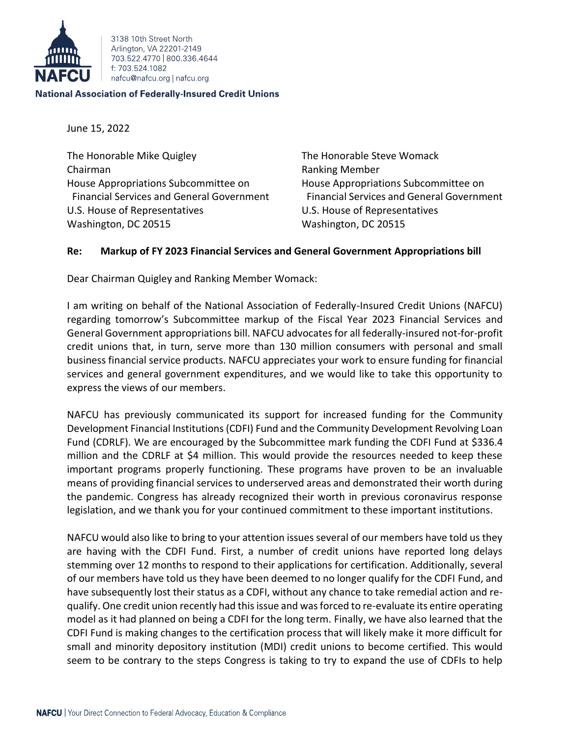3138 10th Street North
Arlington, VA 22201-2149
703.522.4770 | 800.336.4644
f: 703.524.1082
nafcu@nafcu.org | nafcu.org

**National Association of Federally-Insured Credit Unions**

June 15, 2022

The Honorable Mike Quigley
Chairman
House Appropriations Subcommittee on Financial Services and General Government
U.S. House of Representatives
Washington, DC 20515

The Honorable Steve Womack
Ranking Member
House Appropriations Subcommittee on Financial Services and General Government
U.S. House of Representatives
Washington, DC 20515

**Re: Markup of FY 2023 Financial Services and General Government Appropriations bill**

Dear Chairman Quigley and Ranking Member Womack:

I am writing on behalf of the National Association of Federally-Insured Credit Unions (NAFCU) regarding tomorrow's Subcommittee markup of the Fiscal Year 2023 Financial Services and General Government appropriations bill. NAFCU advocates for all federally-insured not-for-profit credit unions that, in turn, serve more than 130 million consumers with personal and small business financial service products. NAFCU appreciates your work to ensure funding for financial services and general government expenditures, and we would like to take this opportunity to express the views of our members.

NAFCU has previously communicated its support for increased funding for the Community Development Financial Institutions (CDFI) Fund and the Community Development Revolving Loan Fund (CDRLF). We are encouraged by the Subcommittee mark funding the CDFI Fund at $336.4 million and the CDRLF at $4 million. This would provide the resources needed to keep these important programs properly functioning. These programs have proven to be an invaluable means of providing financial services to underserved areas and demonstrated their worth during the pandemic. Congress has already recognized their worth in previous coronavirus response legislation, and we thank you for your continued commitment to these important institutions.

NAFCU would also like to bring to your attention issues several of our members have told us they are having with the CDFI Fund. First, a number of credit unions have reported long delays stemming over 12 months to respond to their applications for certification. Additionally, several of our members have told us they have been deemed to no longer qualify for the CDFI Fund, and have subsequently lost their status as a CDFI, without any chance to take remedial action and re-qualify. One credit union recently had this issue and was forced to re-evaluate its entire operating model as it had planned on being a CDFI for the long term. Finally, we have also learned that the CDFI Fund is making changes to the certification process that will likely make it more difficult for small and minority depository institution (MDI) credit unions to become certified. This would seem to be contrary to the steps Congress is taking to try to expand the use of CDFIs to help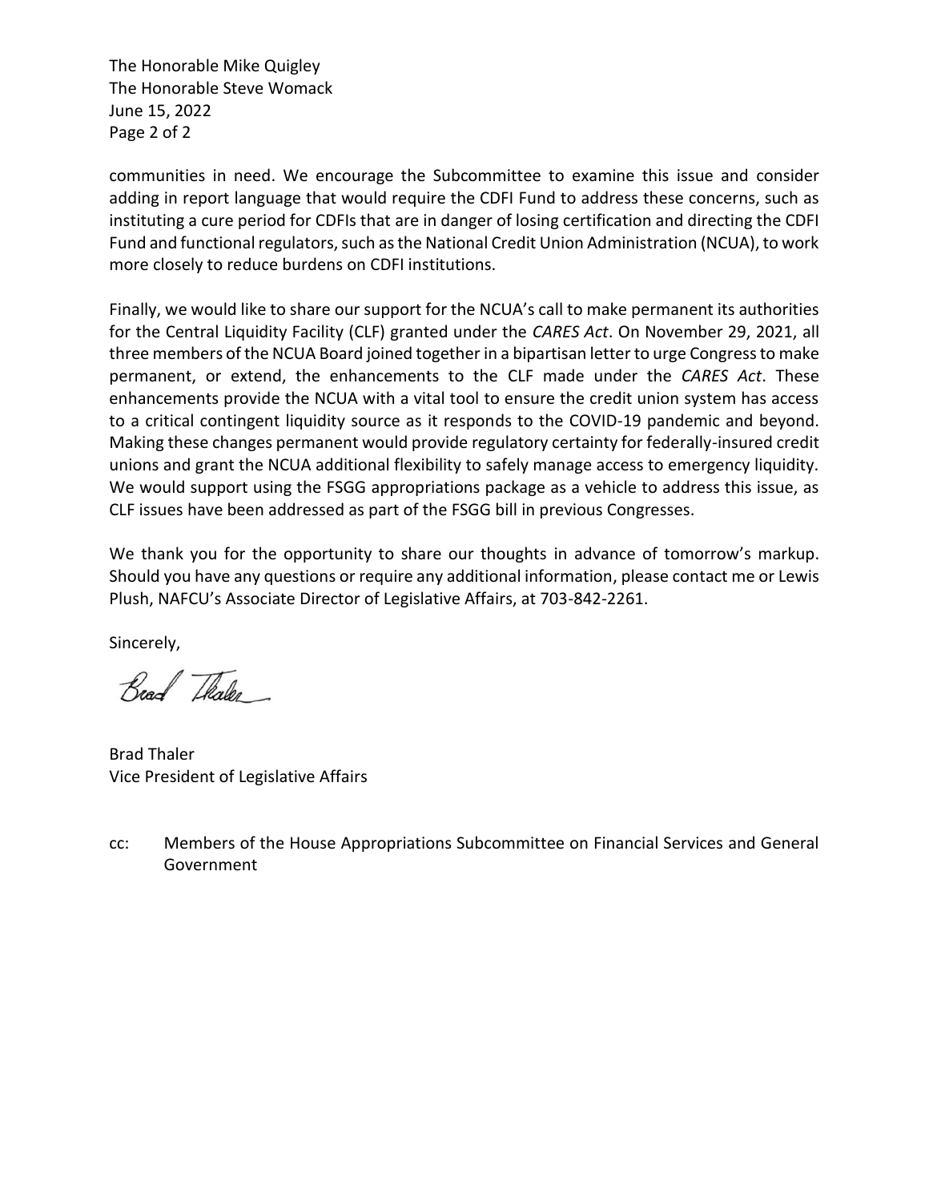communities in need. We encourage the Subcommittee to examine this issue and consider adding in report language that would require the CDFI Fund to address these concerns, such as instituting a cure period for CDFIs that are in danger of losing certification and directing the CDFI Fund and functional regulators, such as the National Credit Union Administration (NCUA), to work more closely to reduce burdens on CDFI institutions.

Finally, we would like to share our support for the NCUA's call to make permanent its authorities for the Central Liquidity Facility (CLF) granted under the *CARES Act*. On November 29, 2021, all three members of the NCUA Board joined together in a bipartisan letter to urge Congress to make permanent, or extend, the enhancements to the CLF made under the *CARES Act*. These enhancements provide the NCUA with a vital tool to ensure the credit union system has access to a critical contingent liquidity source as it responds to the COVID-19 pandemic and beyond. Making these changes permanent would provide regulatory certainty for federally-insured credit unions and grant the NCUA additional flexibility to safely manage access to emergency liquidity. We would support using the FSGG appropriations package as a vehicle to address this issue, as CLF issues have been addressed as part of the FSGG bill in previous Congresses.

We thank you for the opportunity to share our thoughts in advance of tomorrow's markup. Should you have any questions or require any additional information, please contact me or Lewis Plush, NAFCU's Associate Director of Legislative Affairs, at 703-842-2261.

Sincerely,

Brad Thaler

Brad Thaler
Vice President of Legislative Affairs

cc: Members of the House Appropriations Subcommittee on Financial Services and General Government